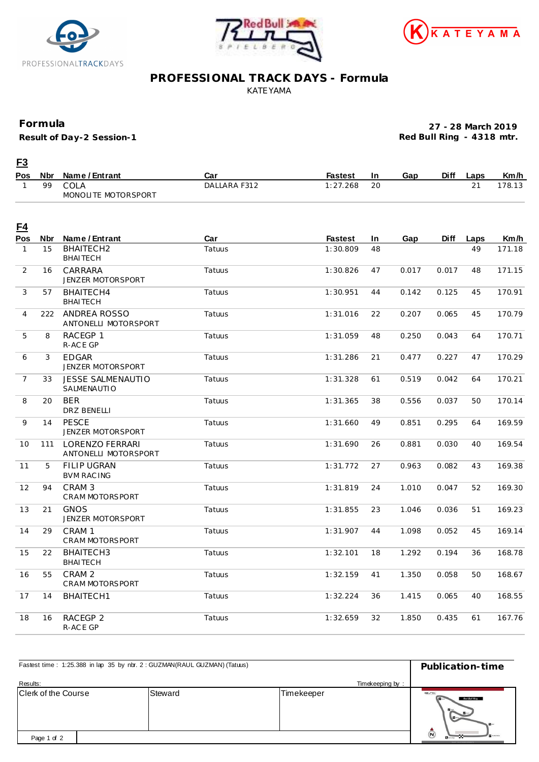# PROFESSIONAL TRACK DAYS - Formula

KATEYAMA

## Formula

**Result of Day-2 Session-1**

**27 - 28 March 2019**
**Red Bull Ring - 4318 mtr.**

### F3

| Pos | Nbr | Name / Entrant | Car | Fastest | In | Gap | Diff | Laps | Km/h |
|---|---|---|---|---|---|---|---|---|---|
| 1 | 99 | COLA<br>MONOLITE MOTORSPORT | DALLARA F312 | 1:27.268 | 20 | | | 21 | 178.13 |

### F4

| Pos | Nbr | Name / Entrant | Car | Fastest | In | Gap | Diff | Laps | Km/h |
|---|---|---|---|---|---|---|---|---|---|
| 1 | 15 | BHAITECH2<br>BHAITECH | Tatuus | 1:30.809 | 48 | | | 49 | 171.18 |
| 2 | 16 | CARRARA<br>JENZER MOTORSPORT | Tatuus | 1:30.826 | 47 | 0.017 | 0.017 | 48 | 171.15 |
| 3 | 57 | BHAITECH4<br>BHAITECH | Tatuus | 1:30.951 | 44 | 0.142 | 0.125 | 45 | 170.91 |
| 4 | 222 | ANDREA ROSSO<br>ANTONELLI MOTORSPORT | Tatuus | 1:31.016 | 22 | 0.207 | 0.065 | 45 | 170.79 |
| 5 | 8 | RACEGP 1<br>R-ACE GP | Tatuus | 1:31.059 | 48 | 0.250 | 0.043 | 64 | 170.71 |
| 6 | 3 | EDGAR<br>JENZER MOTORSPORT | Tatuus | 1:31.286 | 21 | 0.477 | 0.227 | 47 | 170.29 |
| 7 | 33 | JESSE SALMENAUTIO<br>SALMENAUTIO | Tatuus | 1:31.328 | 61 | 0.519 | 0.042 | 64 | 170.21 |
| 8 | 20 | BER<br>DRZ BENELLI | Tatuus | 1:31.365 | 38 | 0.556 | 0.037 | 50 | 170.14 |
| 9 | 14 | PESCE<br>JENZER MOTORSPORT | Tatuus | 1:31.660 | 49 | 0.851 | 0.295 | 64 | 169.59 |
| 10 | 111 | LORENZO FERRARI<br>ANTONELLI MOTORSPORT | Tatuus | 1:31.690 | 26 | 0.881 | 0.030 | 40 | 169.54 |
| 11 | 5 | FILIP UGRAN<br>BVM RACING | Tatuus | 1:31.772 | 27 | 0.963 | 0.082 | 43 | 169.38 |
| 12 | 94 | CRAM 3<br>CRAM MOTORSPORT | Tatuus | 1:31.819 | 24 | 1.010 | 0.047 | 52 | 169.30 |
| 13 | 21 | GNOS<br>JENZER MOTORSPORT | Tatuus | 1:31.855 | 23 | 1.046 | 0.036 | 51 | 169.23 |
| 14 | 29 | CRAM 1<br>CRAM MOTORSPORT | Tatuus | 1:31.907 | 44 | 1.098 | 0.052 | 45 | 169.14 |
| 15 | 22 | BHAITECH3<br>BHAITECH | Tatuus | 1:32.101 | 18 | 1.292 | 0.194 | 36 | 168.78 |
| 16 | 55 | CRAM 2<br>CRAM MOTORSPORT | Tatuus | 1:32.159 | 41 | 1.350 | 0.058 | 50 | 168.67 |
| 17 | 14 | BHAITECH1 | Tatuus | 1:32.224 | 36 | 1.415 | 0.065 | 40 | 168.55 |
| 18 | 16 | RACEGP 2<br>R-ACE GP | Tatuus | 1:32.659 | 32 | 1.850 | 0.435 | 61 | 167.76 |

Fastest time : 1:25.388 in lap 35 by nbr. 2 : GUZMAN(RAUL GUZMAN) (Tatuus)

**Publication-time**

Results:

Timekeeping by :

| Clerk of the Course | Steward | Timekeeper |
|---|---|---|
| | | |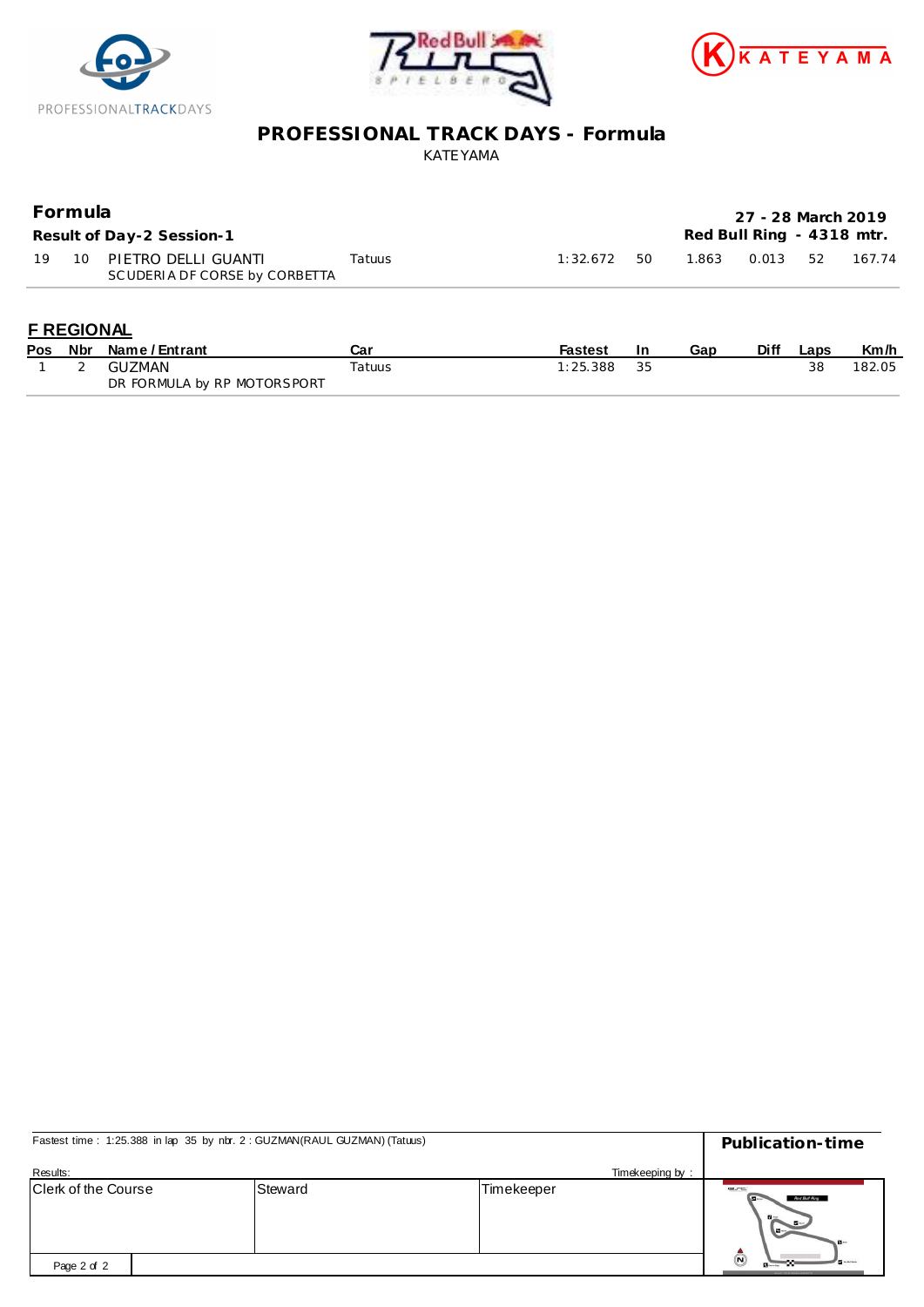## PROFESSIONAL TRACK DAYS - Formula

KATEYAMA

### Formula

**Result of Day-2 Session-1**

**27 - 28 March 2019**

**Red Bull Ring - 4318 mtr.**

| Pos | Nbr | Name / Entrant | Car | Fastest | In | Gap | Diff | Laps | Km/h |
|---|---|---|---|---|---|---|---|---|---|
| 19 | 10 | PIETRO DELLI GUANTI<br>SCUDERIA DF CORSE by CORBETTA | Tatuus | 1:32.672 | 50 | 1.863 | 0.013 | 52 | 167.74 |

### F REGIONAL

| Pos | Nbr | Name / Entrant | Car | Fastest | In | Gap | Diff | Laps | Km/h |
|---|---|---|---|---|---|---|---|---|---|
| 1 | 2 | GUZMAN<br>DR FORMULA by RP MOTORSPORT | Tatuus | 1:25.388 | 35 | | | 38 | 182.05 |

Fastest time : 1:25.388 in lap 35 by nbr. 2 : GUZMAN(RAUL GUZMAN) (Tatuus)

**Publication-time**

Results:

Timekeeping by :

| Clerk of the Course | Steward | Timekeeper |
|---|---|---|
| | | |